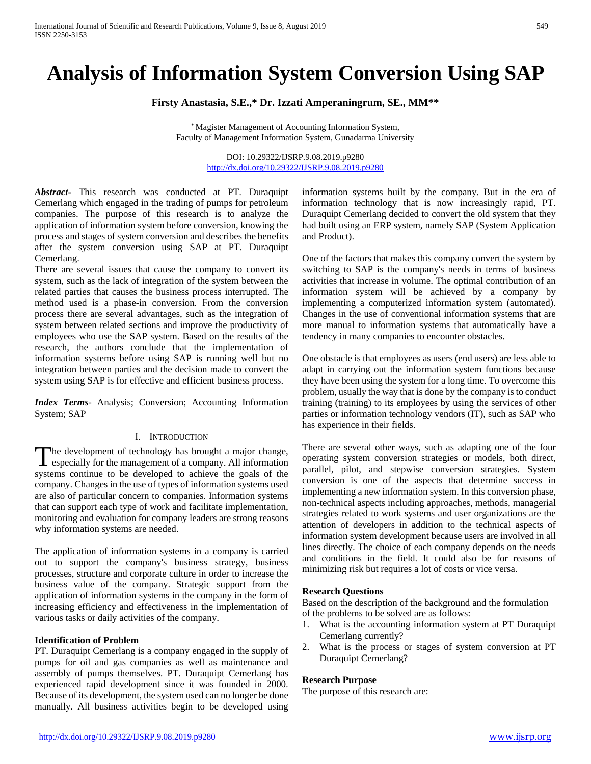# Analysis of Information System Conversion Using SAP

**Firsty Anastasia, S.E.,\* Dr. Izzati Amperaningrum, SE., MM\*\***

\* Magister Management of Accounting Information System,
Faculty of Management Information System, Gunadarma University

DOI: 10.29322/IJSRP.9.08.2019.p9280
http://dx.doi.org/10.29322/IJSRP.9.08.2019.p9280

***Abstract***- This research was conducted at PT. Duraquipt Cemerlang which engaged in the trading of pumps for petroleum companies. The purpose of this research is to analyze the application of information system before conversion, knowing the process and stages of system conversion and describes the benefits after the system conversion using SAP at PT. Duraquipt Cemerlang.

There are several issues that cause the company to convert its system, such as the lack of integration of the system between the related parties that causes the business process interrupted. The method used is a phase-in conversion. From the conversion process there are several advantages, such as the integration of system between related sections and improve the productivity of employees who use the SAP system. Based on the results of the research, the authors conclude that the implementation of information systems before using SAP is running well but no integration between parties and the decision made to convert the system using SAP is for effective and efficient business process.

***Index Terms***- Analysis; Conversion; Accounting Information System; SAP

## I. Introduction

The development of technology has brought a major change, especially for the management of a company. All information systems continue to be developed to achieve the goals of the company. Changes in the use of types of information systems used are also of particular concern to companies. Information systems that can support each type of work and facilitate implementation, monitoring and evaluation for company leaders are strong reasons why information systems are needed.

The application of information systems in a company is carried out to support the company's business strategy, business processes, structure and corporate culture in order to increase the business value of the company. Strategic support from the application of information systems in the company in the form of increasing efficiency and effectiveness in the implementation of various tasks or daily activities of the company.

### Identification of Problem

PT. Duraquipt Cemerlang is a company engaged in the supply of pumps for oil and gas companies as well as maintenance and assembly of pumps themselves. PT. Duraquipt Cemerlang has experienced rapid development since it was founded in 2000. Because of its development, the system used can no longer be done manually. All business activities begin to be developed using information systems built by the company. But in the era of information technology that is now increasingly rapid, PT. Duraquipt Cemerlang decided to convert the old system that they had built using an ERP system, namely SAP (System Application and Product).

One of the factors that makes this company convert the system by switching to SAP is the company's needs in terms of business activities that increase in volume. The optimal contribution of an information system will be achieved by a company by implementing a computerized information system (automated). Changes in the use of conventional information systems that are more manual to information systems that automatically have a tendency in many companies to encounter obstacles.

One obstacle is that employees as users (end users) are less able to adapt in carrying out the information system functions because they have been using the system for a long time. To overcome this problem, usually the way that is done by the company is to conduct training (training) to its employees by using the services of other parties or information technology vendors (IT), such as SAP who has experience in their fields.

There are several other ways, such as adapting one of the four operating system conversion strategies or models, both direct, parallel, pilot, and stepwise conversion strategies. System conversion is one of the aspects that determine success in implementing a new information system. In this conversion phase, non-technical aspects including approaches, methods, managerial strategies related to work systems and user organizations are the attention of developers in addition to the technical aspects of information system development because users are involved in all lines directly. The choice of each company depends on the needs and conditions in the field. It could also be for reasons of minimizing risk but requires a lot of costs or vice versa.

### Research Questions

Based on the description of the background and the formulation of the problems to be solved are as follows:

1. What is the accounting information system at PT Duraquipt Cemerlang currently?
2. What is the process or stages of system conversion at PT Duraquipt Cemerlang?

### Research Purpose

The purpose of this research are: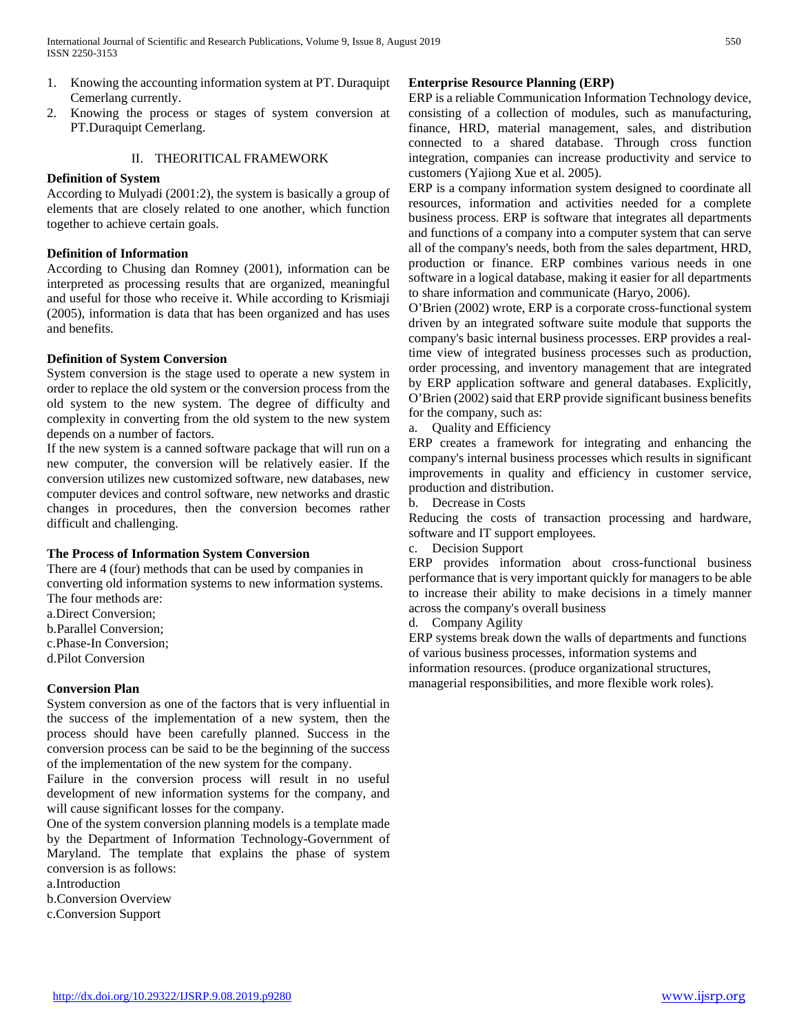1. Knowing the accounting information system at PT. Duraquipt Cemerlang currently.
2. Knowing the process or stages of system conversion at PT.Duraquipt Cemerlang.

## II. THEORITICAL FRAMEWORK

**Definition of System**

According to Mulyadi (2001:2), the system is basically a group of elements that are closely related to one another, which function together to achieve certain goals.

**Definition of Information**

According to Chusing dan Romney (2001), information can be interpreted as processing results that are organized, meaningful and useful for those who receive it. While according to Krismiaji (2005), information is data that has been organized and has uses and benefits.

**Definition of System Conversion**

System conversion is the stage used to operate a new system in order to replace the old system or the conversion process from the old system to the new system. The degree of difficulty and complexity in converting from the old system to the new system depends on a number of factors.

If the new system is a canned software package that will run on a new computer, the conversion will be relatively easier. If the conversion utilizes new customized software, new databases, new computer devices and control software, new networks and drastic changes in procedures, then the conversion becomes rather difficult and challenging.

**The Process of Information System Conversion**

There are 4 (four) methods that can be used by companies in converting old information systems to new information systems. The four methods are:

a.Direct Conversion;
b.Parallel Conversion;
c.Phase-In Conversion;
d.Pilot Conversion

**Conversion Plan**

System conversion as one of the factors that is very influential in the success of the implementation of a new system, then the process should have been carefully planned. Success in the conversion process can be said to be the beginning of the success of the implementation of the new system for the company.

Failure in the conversion process will result in no useful development of new information systems for the company, and will cause significant losses for the company.

One of the system conversion planning models is a template made by the Department of Information Technology-Government of Maryland. The template that explains the phase of system conversion is as follows:

a.Introduction
b.Conversion Overview
c.Conversion Support

**Enterprise Resource Planning (ERP)**

ERP is a reliable Communication Information Technology device, consisting of a collection of modules, such as manufacturing, finance, HRD, material management, sales, and distribution connected to a shared database. Through cross function integration, companies can increase productivity and service to customers (Yajiong Xue et al. 2005).

ERP is a company information system designed to coordinate all resources, information and activities needed for a complete business process. ERP is software that integrates all departments and functions of a company into a computer system that can serve all of the company's needs, both from the sales department, HRD, production or finance. ERP combines various needs in one software in a logical database, making it easier for all departments to share information and communicate (Haryo, 2006).

O'Brien (2002) wrote, ERP is a corporate cross-functional system driven by an integrated software suite module that supports the company's basic internal business processes. ERP provides a real-time view of integrated business processes such as production, order processing, and inventory management that are integrated by ERP application software and general databases. Explicitly, O'Brien (2002) said that ERP provide significant business benefits for the company, such as:

a. Quality and Efficiency

ERP creates a framework for integrating and enhancing the company's internal business processes which results in significant improvements in quality and efficiency in customer service, production and distribution.

b. Decrease in Costs

Reducing the costs of transaction processing and hardware, software and IT support employees.

c. Decision Support

ERP provides information about cross-functional business performance that is very important quickly for managers to be able to increase their ability to make decisions in a timely manner across the company's overall business

d. Company Agility

ERP systems break down the walls of departments and functions of various business processes, information systems and information resources. (produce organizational structures, managerial responsibilities, and more flexible work roles).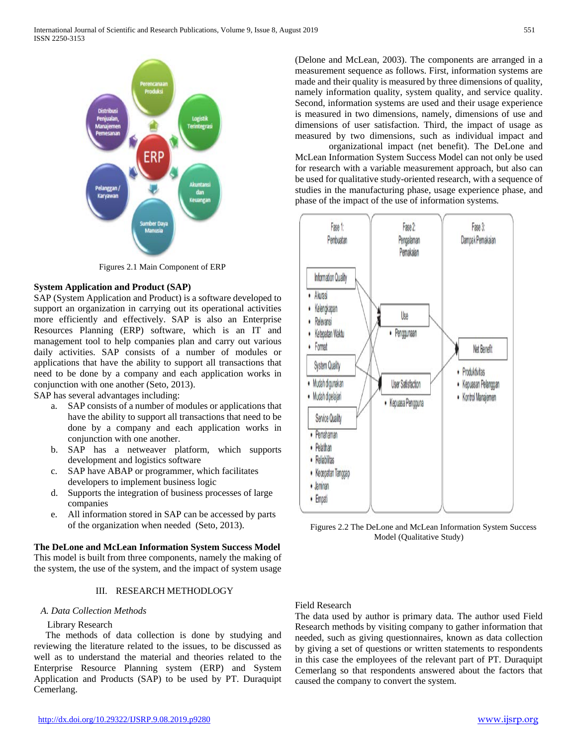Figures 2.1 Main Component of ERP

**System Application and Product (SAP)**

SAP (System Application and Product) is a software developed to support an organization in carrying out its operational activities more efficiently and effectively. SAP is also an Enterprise Resources Planning (ERP) software, which is an IT and management tool to help companies plan and carry out various daily activities. SAP consists of a number of modules or applications that have the ability to support all transactions that need to be done by a company and each application works in conjunction with one another (Seto, 2013).

SAP has several advantages including:

a. SAP consists of a number of modules or applications that have the ability to support all transactions that need to be done by a company and each application works in conjunction with one another.
b. SAP has a netweaver platform, which supports development and logistics software
c. SAP have ABAP or programmer, which facilitates developers to implement business logic
d. Supports the integration of business processes of large companies
e. All information stored in SAP can be accessed by parts of the organization when needed (Seto, 2013).

**The DeLone and McLean Information System Success Model**

This model is built from three components, namely the making of the system, the use of the system, and the impact of system usage (Delone and McLean, 2003). The components are arranged in a measurement sequence as follows. First, information systems are made and their quality is measured by three dimensions of quality, namely information quality, system quality, and service quality. Second, information systems are used and their usage experience is measured in two dimensions, namely, dimensions of use and dimensions of user satisfaction. Third, the impact of usage as measured by two dimensions, such as individual impact and organizational impact (net benefit). The DeLone and McLean Information System Success Model can not only be used for research with a variable measurement approach, but also can be used for qualitative study-oriented research, with a sequence of studies in the manufacturing phase, usage experience phase, and phase of the impact of the use of information systems.

Figures 2.2 The DeLone and McLean Information System Success Model (Qualitative Study)

## III. RESEARCH METHODOLOGY

### *A. Data Collection Methods*

Library Research

The methods of data collection is done by studying and reviewing the literature related to the issues, to be discussed as well as to understand the material and theories related to the Enterprise Resource Planning system (ERP) and System Application and Products (SAP) to be used by PT. Duraquipt Cemerlang.

Field Research

The data used by author is primary data. The author used Field Research methods by visiting company to gather information that needed, such as giving questionnaires, known as data collection by giving a set of questions or written statements to respondents in this case the employees of the relevant part of PT. Duraquipt Cemerlang so that respondents answered about the factors that caused the company to convert the system.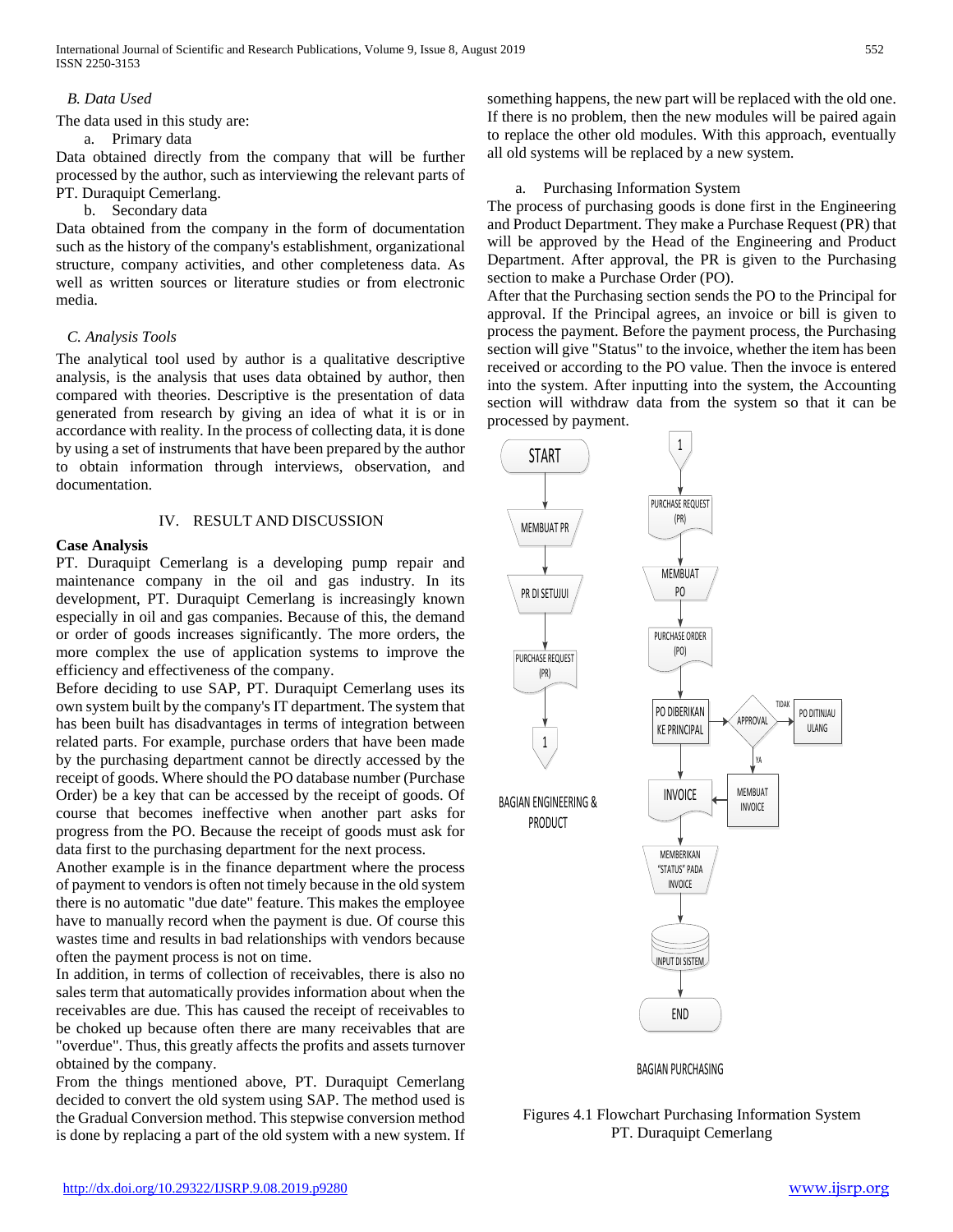### *B. Data Used*

The data used in this study are:

a. Primary data

Data obtained directly from the company that will be further processed by the author, such as interviewing the relevant parts of PT. Duraquipt Cemerlang.

b. Secondary data

Data obtained from the company in the form of documentation such as the history of the company's establishment, organizational structure, company activities, and other completeness data. As well as written sources or literature studies or from electronic media.

### *C. Analysis Tools*

The analytical tool used by author is a qualitative descriptive analysis, is the analysis that uses data obtained by author, then compared with theories. Descriptive is the presentation of data generated from research by giving an idea of what it is or in accordance with reality. In the process of collecting data, it is done by using a set of instruments that have been prepared by the author to obtain information through interviews, observation, and documentation.

## IV. RESULT AND DISCUSSION

**Case Analysis**

PT. Duraquipt Cemerlang is a developing pump repair and maintenance company in the oil and gas industry. In its development, PT. Duraquipt Cemerlang is increasingly known especially in oil and gas companies. Because of this, the demand or order of goods increases significantly. The more orders, the more complex the use of application systems to improve the efficiency and effectiveness of the company.

Before deciding to use SAP, PT. Duraquipt Cemerlang uses its own system built by the company's IT department. The system that has been built has disadvantages in terms of integration between related parts. For example, purchase orders that have been made by the purchasing department cannot be directly accessed by the receipt of goods. Where should the PO database number (Purchase Order) be a key that can be accessed by the receipt of goods. Of course that becomes ineffective when another part asks for progress from the PO. Because the receipt of goods must ask for data first to the purchasing department for the next process.

Another example is in the finance department where the process of payment to vendors is often not timely because in the old system there is no automatic "due date" feature. This makes the employee have to manually record when the payment is due. Of course this wastes time and results in bad relationships with vendors because often the payment process is not on time.

In addition, in terms of collection of receivables, there is also no sales term that automatically provides information about when the receivables are due. This has caused the receipt of receivables to be choked up because often there are many receivables that are "overdue". Thus, this greatly affects the profits and assets turnover obtained by the company.

From the things mentioned above, PT. Duraquipt Cemerlang decided to convert the old system using SAP. The method used is the Gradual Conversion method. This stepwise conversion method is done by replacing a part of the old system with a new system. If something happens, the new part will be replaced with the old one. If there is no problem, then the new modules will be paired again to replace the other old modules. With this approach, eventually all old systems will be replaced by a new system.

a. Purchasing Information System

The process of purchasing goods is done first in the Engineering and Product Department. They make a Purchase Request (PR) that will be approved by the Head of the Engineering and Product Department. After approval, the PR is given to the Purchasing section to make a Purchase Order (PO).

After that the Purchasing section sends the PO to the Principal for approval. If the Principal agrees, an invoice or bill is given to process the payment. Before the payment process, the Purchasing section will give "Status" to the invoice, whether the item has been received or according to the PO value. Then the invoce is entered into the system. After inputting into the system, the Accounting section will withdraw data from the system so that it can be processed by payment.

START → MEMBUAT PR → PR DI SETUJUI → PURCHASE REQUEST (PR) → 1

BAGIAN ENGINEERING & PRODUCT

1 → PURCHASE REQUEST (PR) → MEMBUAT PO → PURCHASE ORDER (PO) → PO DIBERIKAN KE PRINCIPAL → APPROVAL (TIDAK → PO DITINJAU ULANG; YA → MEMBUAT INVOICE) → INVOICE → MEMBERIKAN "STATUS" PADA INVOICE → INPUT DI SISTEM → END

BAGIAN PURCHASING

Figures 4.1 Flowchart Purchasing Information System PT. Duraquipt Cemerlang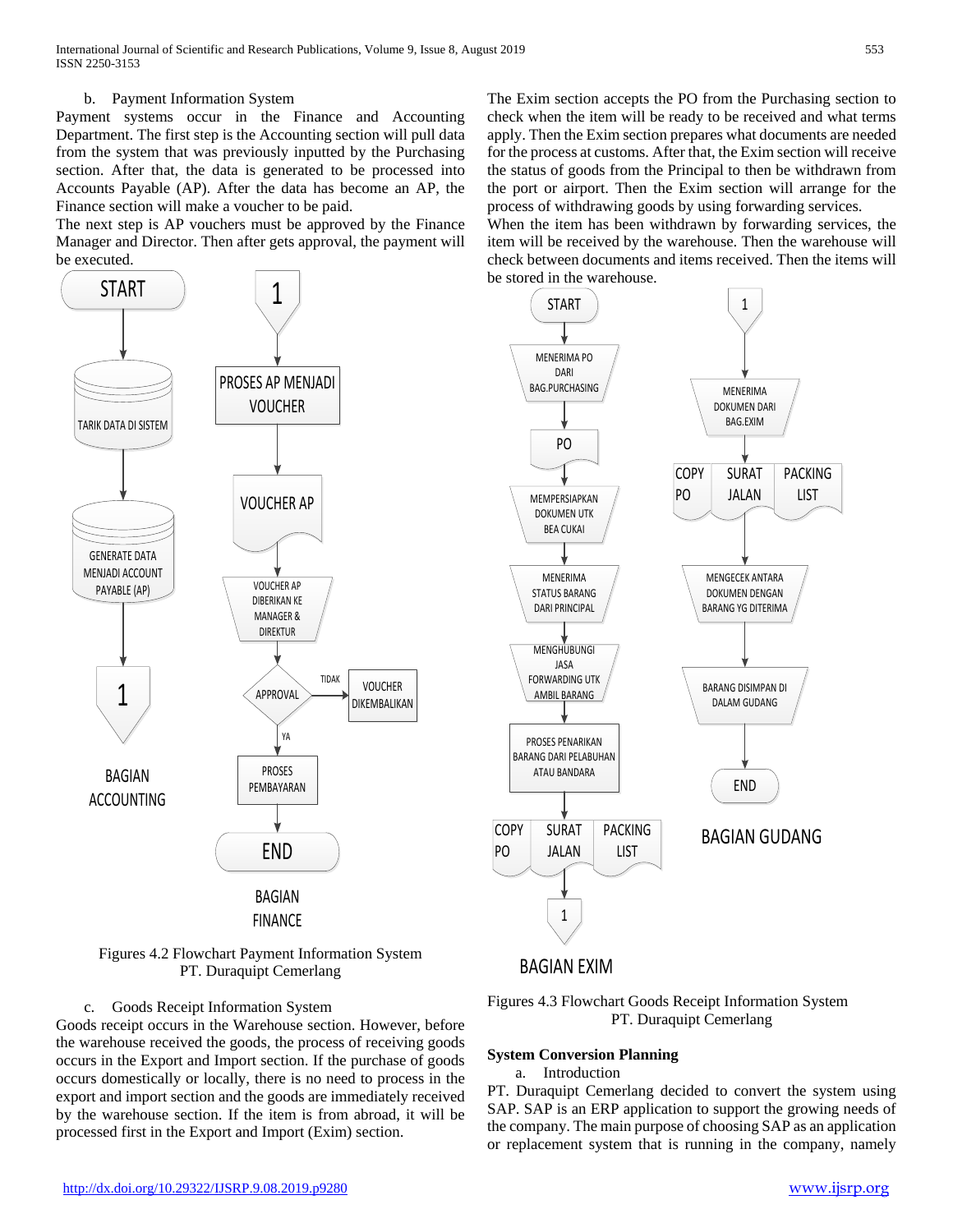b. Payment Information System

Payment systems occur in the Finance and Accounting Department. The first step is the Accounting section will pull data from the system that was previously inputted by the Purchasing section. After that, the data is generated to be processed into Accounts Payable (AP). After the data has become an AP, the Finance section will make a voucher to be paid.

The next step is AP vouchers must be approved by the Finance Manager and Director. Then after gets approval, the payment will be executed.

Figures 4.2 Flowchart Payment Information System PT. Duraquipt Cemerlang

c. Goods Receipt Information System

Goods receipt occurs in the Warehouse section. However, before the warehouse received the goods, the process of receiving goods occurs in the Export and Import section. If the purchase of goods occurs domestically or locally, there is no need to process in the export and import section and the goods are immediately received by the warehouse section. If the item is from abroad, it will be processed first in the Export and Import (Exim) section.

The Exim section accepts the PO from the Purchasing section to check when the item will be ready to be received and what terms apply. Then the Exim section prepares what documents are needed for the process at customs. After that, the Exim section will receive the status of goods from the Principal to then be withdrawn from the port or airport. Then the Exim section will arrange for the process of withdrawing goods by using forwarding services.

When the item has been withdrawn by forwarding services, the item will be received by the warehouse. Then the warehouse will check between documents and items received. Then the items will be stored in the warehouse.

Figures 4.3 Flowchart Goods Receipt Information System PT. Duraquipt Cemerlang

**System Conversion Planning**

a. Introduction

PT. Duraquipt Cemerlang decided to convert the system using SAP. SAP is an ERP application to support the growing needs of the company. The main purpose of choosing SAP as an application or replacement system that is running in the company, namely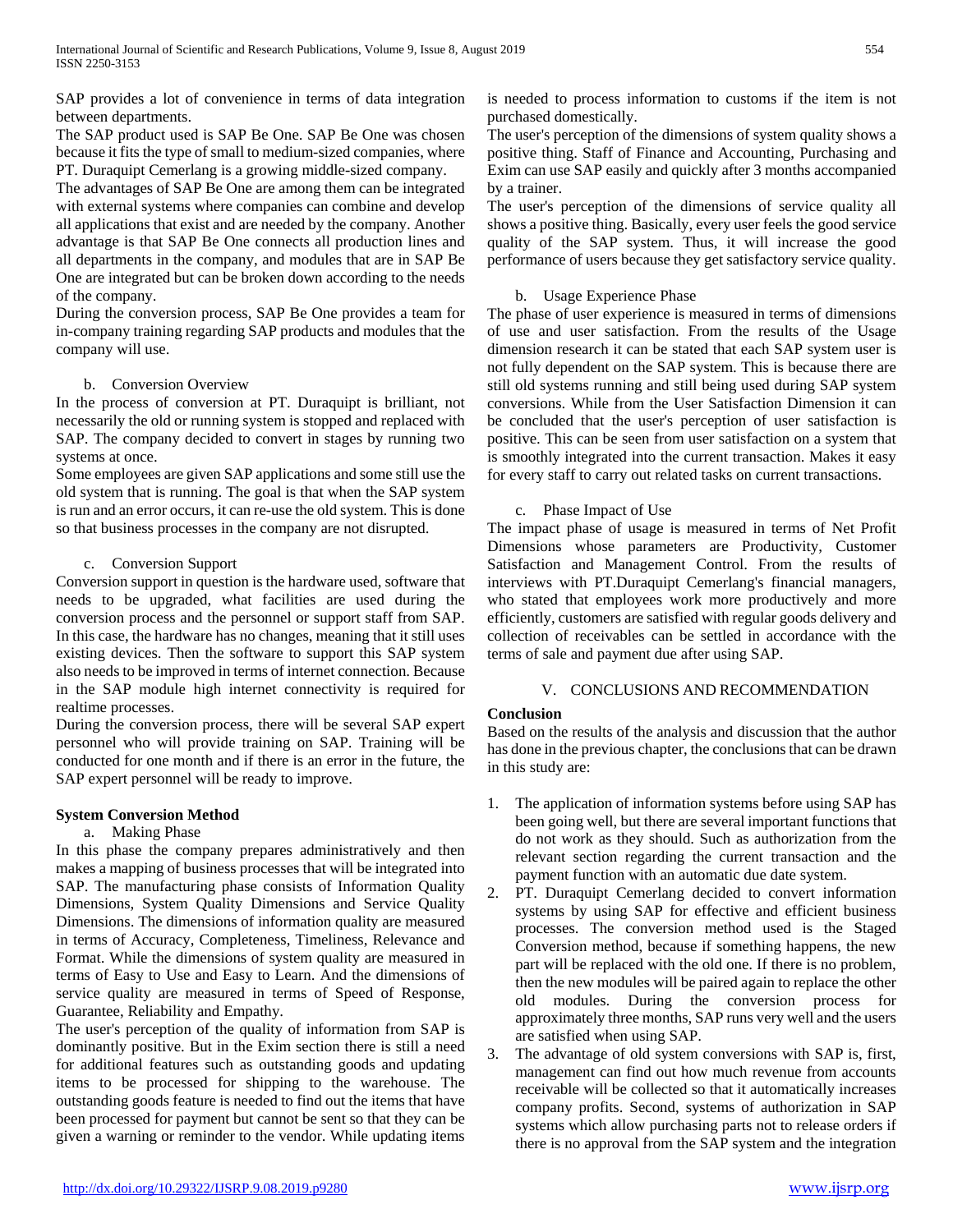SAP provides a lot of convenience in terms of data integration between departments.

The SAP product used is SAP Be One. SAP Be One was chosen because it fits the type of small to medium-sized companies, where PT. Duraquipt Cemerlang is a growing middle-sized company.

The advantages of SAP Be One are among them can be integrated with external systems where companies can combine and develop all applications that exist and are needed by the company. Another advantage is that SAP Be One connects all production lines and all departments in the company, and modules that are in SAP Be One are integrated but can be broken down according to the needs of the company.

During the conversion process, SAP Be One provides a team for in-company training regarding SAP products and modules that the company will use.

b. Conversion Overview

In the process of conversion at PT. Duraquipt is brilliant, not necessarily the old or running system is stopped and replaced with SAP. The company decided to convert in stages by running two systems at once.

Some employees are given SAP applications and some still use the old system that is running. The goal is that when the SAP system is run and an error occurs, it can re-use the old system. This is done so that business processes in the company are not disrupted.

c. Conversion Support

Conversion support in question is the hardware used, software that needs to be upgraded, what facilities are used during the conversion process and the personnel or support staff from SAP. In this case, the hardware has no changes, meaning that it still uses existing devices. Then the software to support this SAP system also needs to be improved in terms of internet connection. Because in the SAP module high internet connectivity is required for realtime processes.

During the conversion process, there will be several SAP expert personnel who will provide training on SAP. Training will be conducted for one month and if there is an error in the future, the SAP expert personnel will be ready to improve.

**System Conversion Method**

a. Making Phase

In this phase the company prepares administratively and then makes a mapping of business processes that will be integrated into SAP. The manufacturing phase consists of Information Quality Dimensions, System Quality Dimensions and Service Quality Dimensions. The dimensions of information quality are measured in terms of Accuracy, Completeness, Timeliness, Relevance and Format. While the dimensions of system quality are measured in terms of Easy to Use and Easy to Learn. And the dimensions of service quality are measured in terms of Speed of Response, Guarantee, Reliability and Empathy.

The user's perception of the quality of information from SAP is dominantly positive. But in the Exim section there is still a need for additional features such as outstanding goods and updating items to be processed for shipping to the warehouse. The outstanding goods feature is needed to find out the items that have been processed for payment but cannot be sent so that they can be given a warning or reminder to the vendor. While updating items is needed to process information to customs if the item is not purchased domestically.

The user's perception of the dimensions of system quality shows a positive thing. Staff of Finance and Accounting, Purchasing and Exim can use SAP easily and quickly after 3 months accompanied by a trainer.

The user's perception of the dimensions of service quality all shows a positive thing. Basically, every user feels the good service quality of the SAP system. Thus, it will increase the good performance of users because they get satisfactory service quality.

b. Usage Experience Phase

The phase of user experience is measured in terms of dimensions of use and user satisfaction. From the results of the Usage dimension research it can be stated that each SAP system user is not fully dependent on the SAP system. This is because there are still old systems running and still being used during SAP system conversions. While from the User Satisfaction Dimension it can be concluded that the user's perception of user satisfaction is positive. This can be seen from user satisfaction on a system that is smoothly integrated into the current transaction. Makes it easy for every staff to carry out related tasks on current transactions.

c. Phase Impact of Use

The impact phase of usage is measured in terms of Net Profit Dimensions whose parameters are Productivity, Customer Satisfaction and Management Control. From the results of interviews with PT.Duraquipt Cemerlang's financial managers, who stated that employees work more productively and more efficiently, customers are satisfied with regular goods delivery and collection of receivables can be settled in accordance with the terms of sale and payment due after using SAP.

## V. CONCLUSIONS AND RECOMMENDATION

**Conclusion**

Based on the results of the analysis and discussion that the author has done in the previous chapter, the conclusions that can be drawn in this study are:

1. The application of information systems before using SAP has been going well, but there are several important functions that do not work as they should. Such as authorization from the relevant section regarding the current transaction and the payment function with an automatic due date system.
2. PT. Duraquipt Cemerlang decided to convert information systems by using SAP for effective and efficient business processes. The conversion method used is the Staged Conversion method, because if something happens, the new part will be replaced with the old one. If there is no problem, then the new modules will be paired again to replace the other old modules. During the conversion process for approximately three months, SAP runs very well and the users are satisfied when using SAP.
3. The advantage of old system conversions with SAP is, first, management can find out how much revenue from accounts receivable will be collected so that it automatically increases company profits. Second, systems of authorization in SAP systems which allow purchasing parts not to release orders if there is no approval from the SAP system and the integration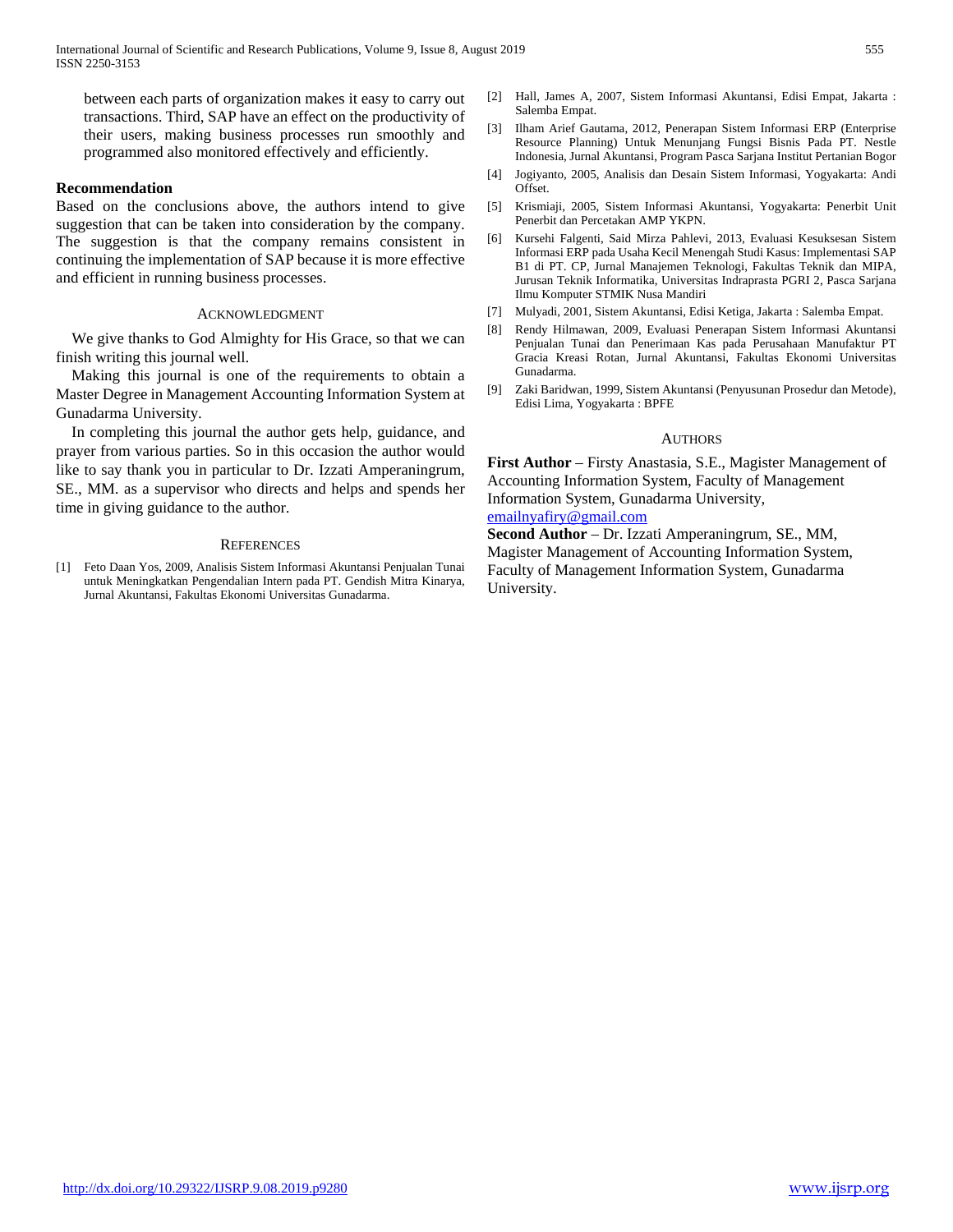between each parts of organization makes it easy to carry out transactions. Third, SAP have an effect on the productivity of their users, making business processes run smoothly and programmed also monitored effectively and efficiently.

**Recommendation**

Based on the conclusions above, the authors intend to give suggestion that can be taken into consideration by the company. The suggestion is that the company remains consistent in continuing the implementation of SAP because it is more effective and efficient in running business processes.

## Acknowledgment

We give thanks to God Almighty for His Grace, so that we can finish writing this journal well.

Making this journal is one of the requirements to obtain a Master Degree in Management Accounting Information System at Gunadarma University.

In completing this journal the author gets help, guidance, and prayer from various parties. So in this occasion the author would like to say thank you in particular to Dr. Izzati Amperaningrum, SE., MM. as a supervisor who directs and helps and spends her time in giving guidance to the author.

## References

[1] Feto Daan Yos, 2009, Analisis Sistem Informasi Akuntansi Penjualan Tunai untuk Meningkatkan Pengendalian Intern pada PT. Gendish Mitra Kinarya, Jurnal Akuntansi, Fakultas Ekonomi Universitas Gunadarma.

[2] Hall, James A, 2007, Sistem Informasi Akuntansi, Edisi Empat, Jakarta : Salemba Empat.

[3] Ilham Arief Gautama, 2012, Penerapan Sistem Informasi ERP (Enterprise Resource Planning) Untuk Menunjang Fungsi Bisnis Pada PT. Nestle Indonesia, Jurnal Akuntansi, Program Pasca Sarjana Institut Pertanian Bogor

[4] Jogiyanto, 2005, Analisis dan Desain Sistem Informasi, Yogyakarta: Andi Offset.

[5] Krismiaji, 2005, Sistem Informasi Akuntansi, Yogyakarta: Penerbit Unit Penerbit dan Percetakan AMP YKPN.

[6] Kursehi Falgenti, Said Mirza Pahlevi, 2013, Evaluasi Kesuksesan Sistem Informasi ERP pada Usaha Kecil Menengah Studi Kasus: Implementasi SAP B1 di PT. CP, Jurnal Manajemen Teknologi, Fakultas Teknik dan MIPA, Jurusan Teknik Informatika, Universitas Indraprasta PGRI 2, Pasca Sarjana Ilmu Komputer STMIK Nusa Mandiri

[7] Mulyadi, 2001, Sistem Akuntansi, Edisi Ketiga, Jakarta : Salemba Empat.

[8] Rendy Hilmawan, 2009, Evaluasi Penerapan Sistem Informasi Akuntansi Penjualan Tunai dan Penerimaan Kas pada Perusahaan Manufaktur PT Gracia Kreasi Rotan, Jurnal Akuntansi, Fakultas Ekonomi Universitas Gunadarma.

[9] Zaki Baridwan, 1999, Sistem Akuntansi (Penyusunan Prosedur dan Metode), Edisi Lima, Yogyakarta : BPFE

## Authors

**First Author** – Firsty Anastasia, S.E., Magister Management of Accounting Information System, Faculty of Management Information System, Gunadarma University, emailnyafiry@gmail.com

**Second Author** – Dr. Izzati Amperaningrum, SE., MM, Magister Management of Accounting Information System, Faculty of Management Information System, Gunadarma University.